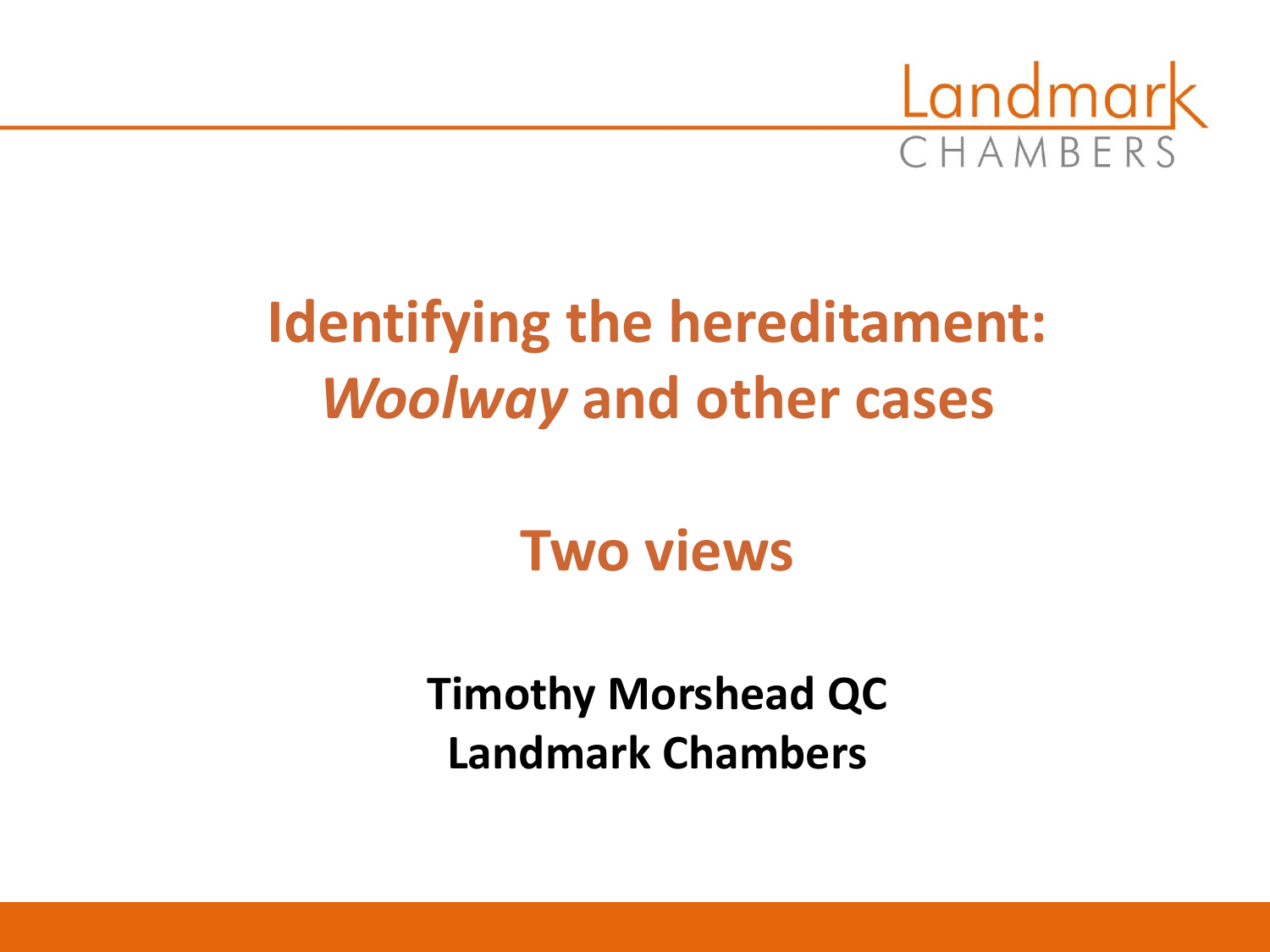# Identifying the hereditament: *Woolway* and other cases

## Two views

**Timothy Morshead QC**
**Landmark Chambers**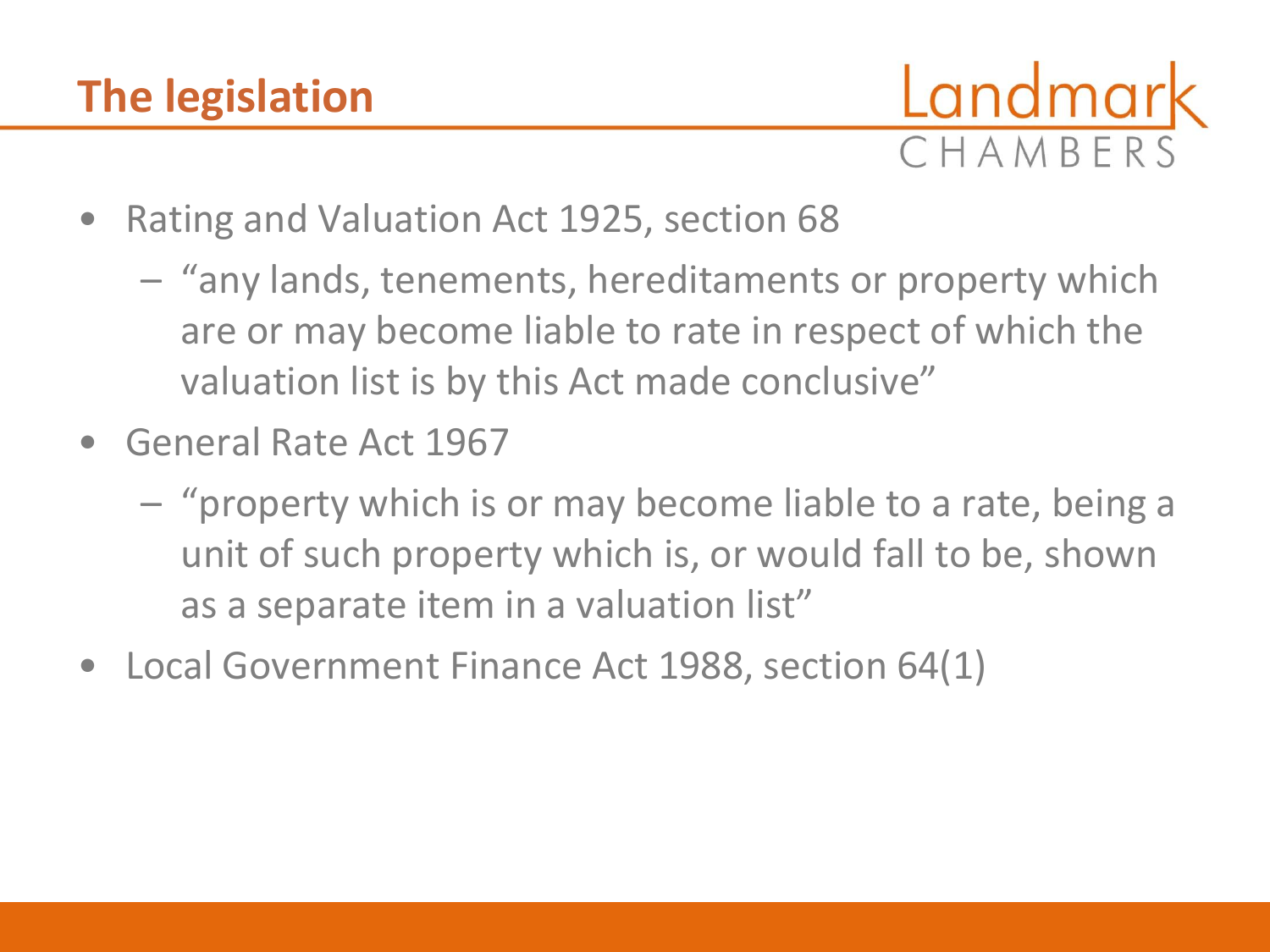# The legislation

- Rating and Valuation Act 1925, section 68
  - "any lands, tenements, hereditaments or property which are or may become liable to rate in respect of which the valuation list is by this Act made conclusive"
- General Rate Act 1967
  - "property which is or may become liable to a rate, being a unit of such property which is, or would fall to be, shown as a separate item in a valuation list"
- Local Government Finance Act 1988, section 64(1)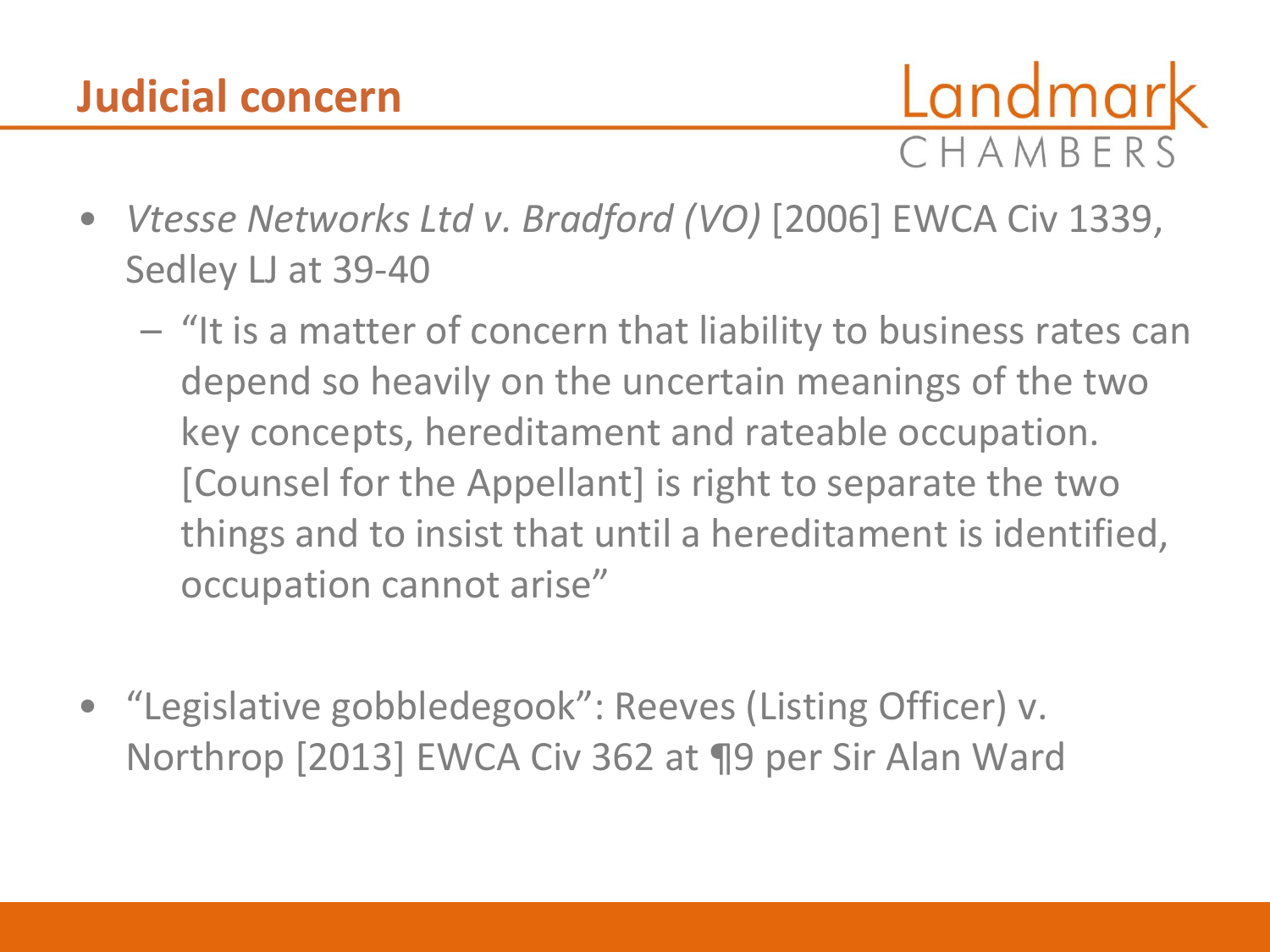## Judicial concern

- *Vtesse Networks Ltd v. Bradford (VO)* [2006] EWCA Civ 1339, Sedley LJ at 39-40
  - "It is a matter of concern that liability to business rates can depend so heavily on the uncertain meanings of the two key concepts, hereditament and rateable occupation. [Counsel for the Appellant] is right to separate the two things and to insist that until a hereditament is identified, occupation cannot arise"

- "Legislative gobbledegook": Reeves (Listing Officer) v. Northrop [2013] EWCA Civ 362 at ¶9 per Sir Alan Ward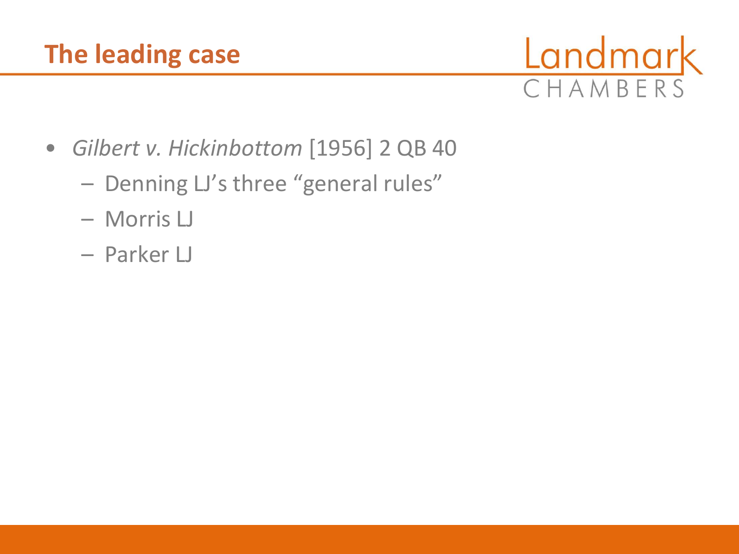## The leading case

- *Gilbert v. Hickinbottom* [1956] 2 QB 40
  - Denning LJ's three "general rules"
  - Morris LJ
  - Parker LJ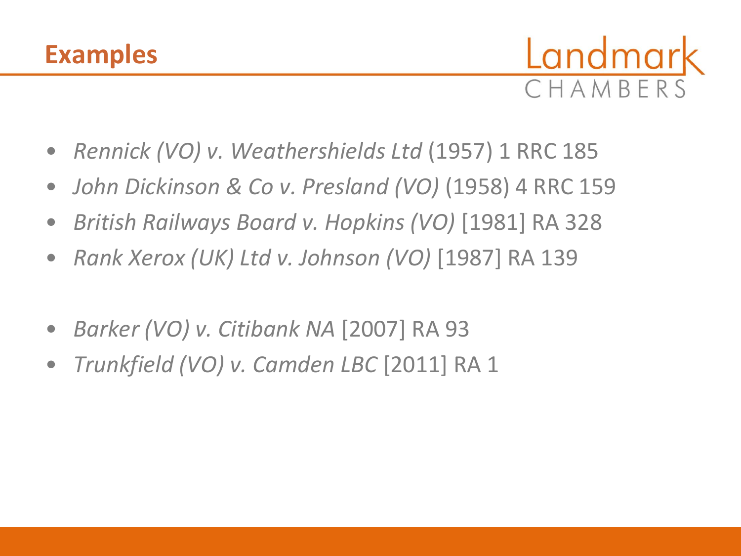## Examples

- *Rennick (VO) v. Weathershields Ltd* (1957) 1 RRC 185
- *John Dickinson & Co v. Presland (VO)* (1958) 4 RRC 159
- *British Railways Board v. Hopkins (VO)* [1981] RA 328
- *Rank Xerox (UK) Ltd v. Johnson (VO)* [1987] RA 139

- *Barker (VO) v. Citibank NA* [2007] RA 93
- *Trunkfield (VO) v. Camden LBC* [2011] RA 1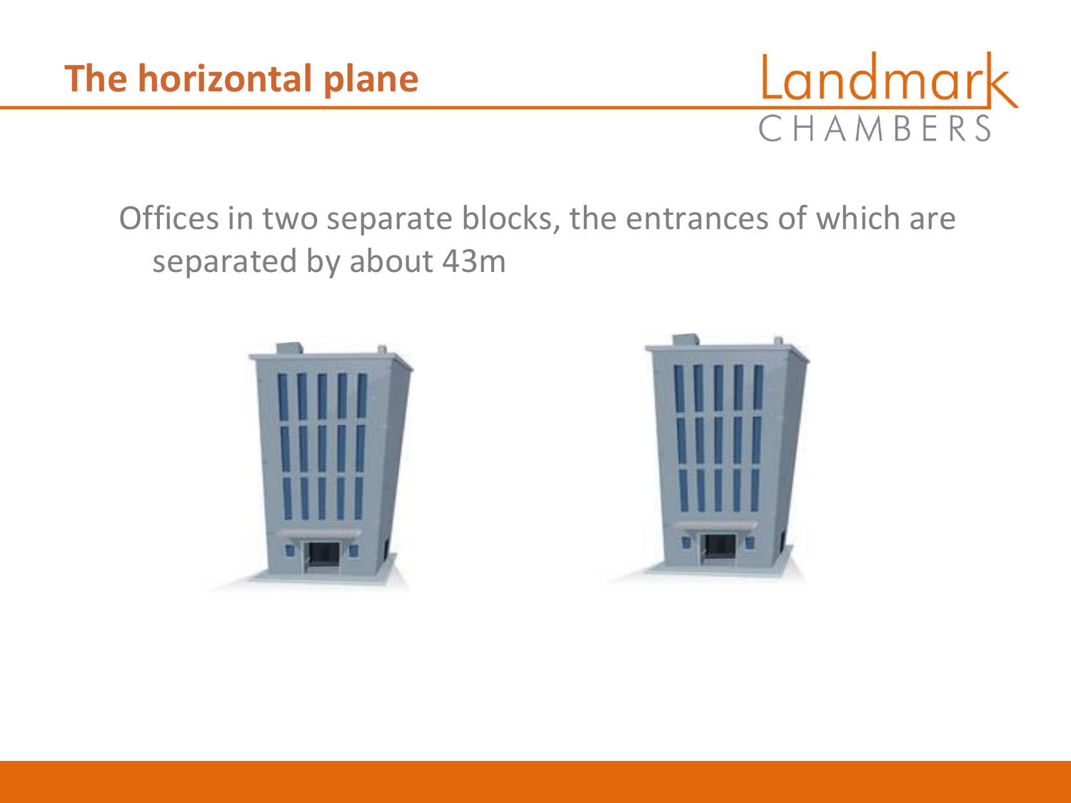## The horizontal plane

Offices in two separate blocks, the entrances of which are separated by about 43m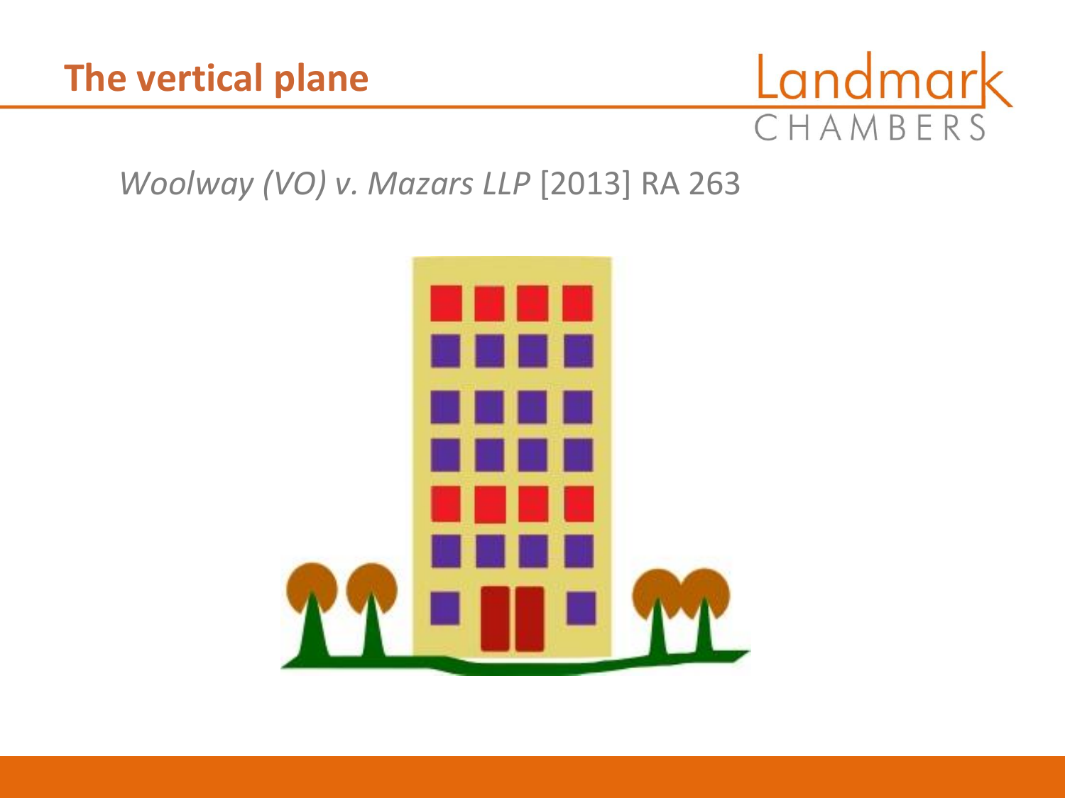## The vertical plane

*Woolway (VO) v. Mazars LLP* [2013] RA 263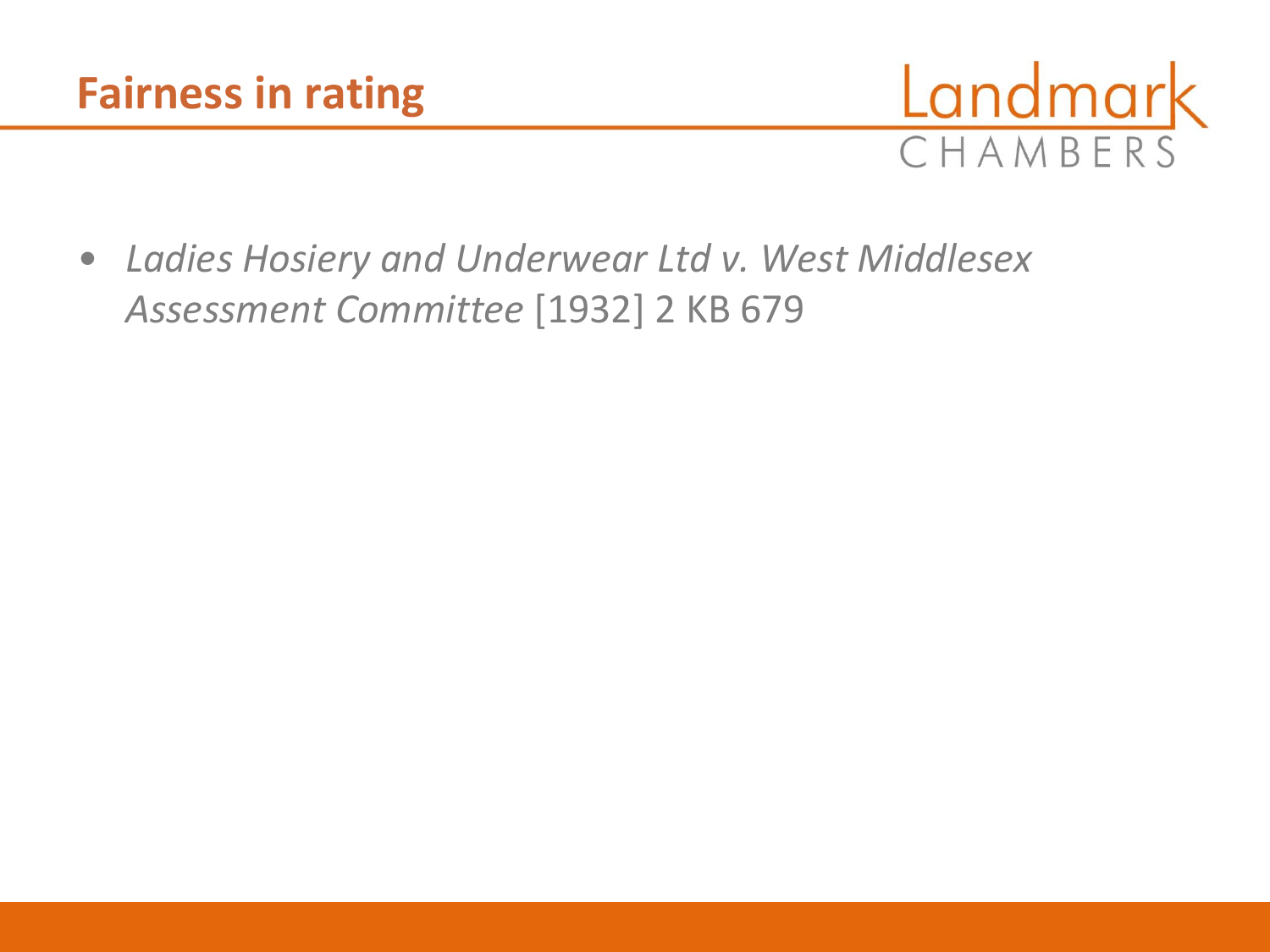# Fairness in rating

- *Ladies Hosiery and Underwear Ltd v. West Middlesex Assessment Committee* [1932] 2 KB 679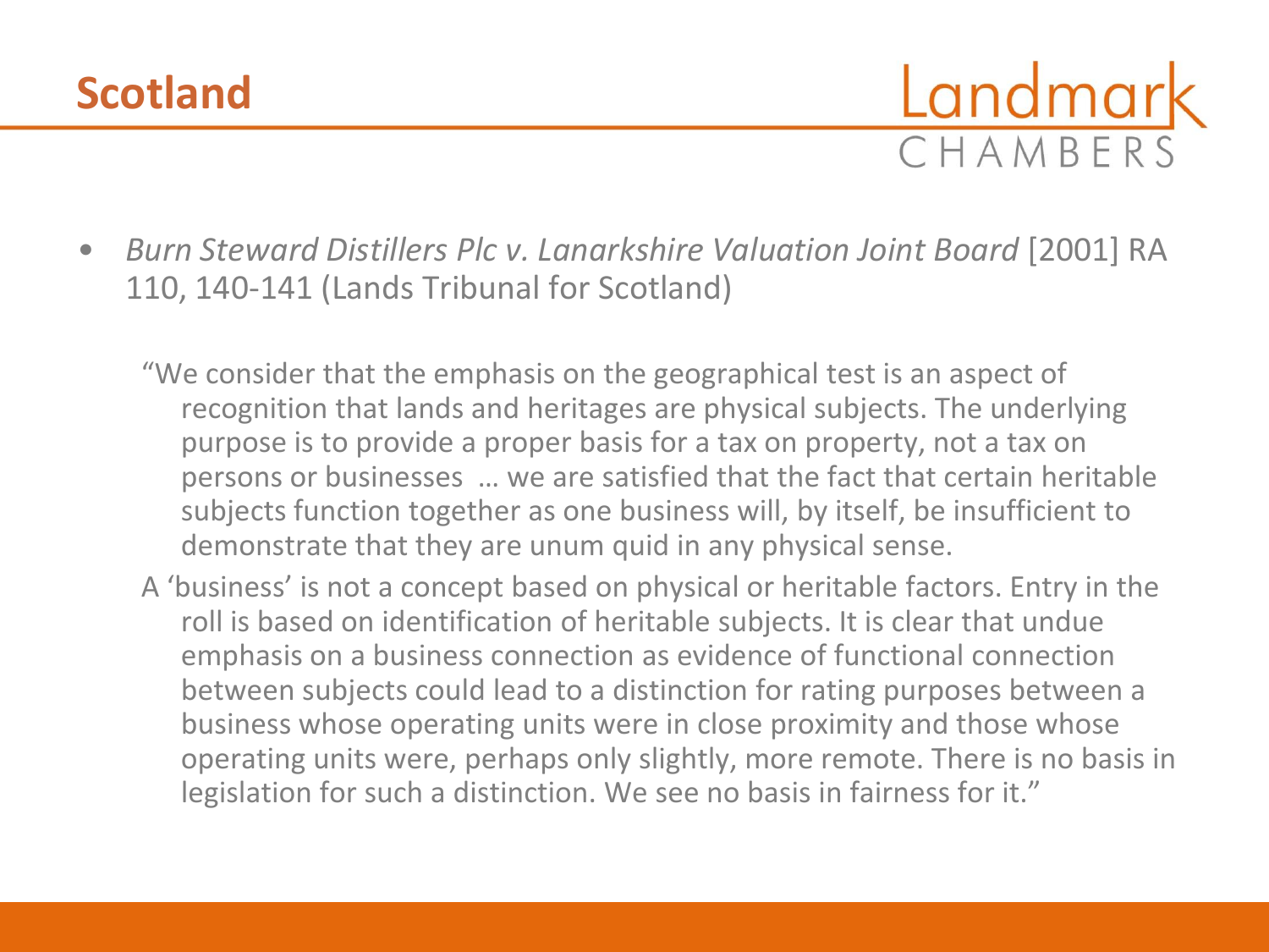# Scotland

- *Burn Steward Distillers Plc v. Lanarkshire Valuation Joint Board* [2001] RA 110, 140-141 (Lands Tribunal for Scotland)

  "We consider that the emphasis on the geographical test is an aspect of recognition that lands and heritages are physical subjects. The underlying purpose is to provide a proper basis for a tax on property, not a tax on persons or businesses … we are satisfied that the fact that certain heritable subjects function together as one business will, by itself, be insufficient to demonstrate that they are unum quid in any physical sense.

  A 'business' is not a concept based on physical or heritable factors. Entry in the roll is based on identification of heritable subjects. It is clear that undue emphasis on a business connection as evidence of functional connection between subjects could lead to a distinction for rating purposes between a business whose operating units were in close proximity and those whose operating units were, perhaps only slightly, more remote. There is no basis in legislation for such a distinction. We see no basis in fairness for it."